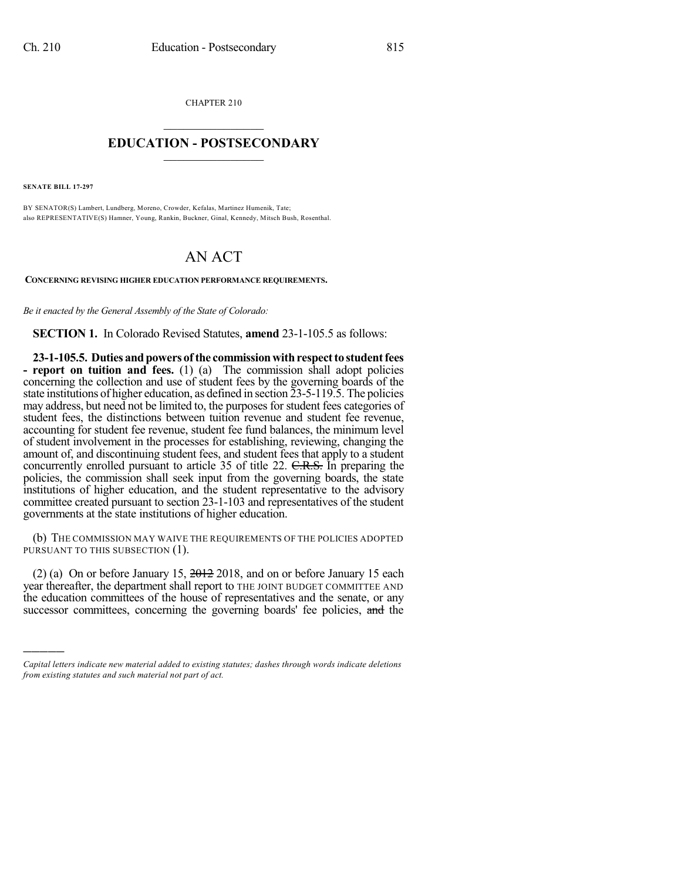CHAPTER 210

# EDUCATION - POSTSECONDARY

**SENATE BILL 17-297**

BY SENATOR(S) Lambert, Lundberg, Moreno, Crowder, Kefalas, Martinez Humenik, Tate;
also REPRESENTATIVE(S) Hamner, Young, Rankin, Buckner, Ginal, Kennedy, Mitsch Bush, Rosenthal.

# AN ACT

**CONCERNING REVISING HIGHER EDUCATION PERFORMANCE REQUIREMENTS.**

*Be it enacted by the General Assembly of the State of Colorado:*

**SECTION 1.** In Colorado Revised Statutes, **amend** 23-1-105.5 as follows:

**23-1-105.5. Duties and powers of the commission with respect to student fees - report on tuition and fees.** (1) (a) The commission shall adopt policies concerning the collection and use of student fees by the governing boards of the state institutions of higher education, as defined in section 23-5-119.5. The policies may address, but need not be limited to, the purposes for student fees categories of student fees, the distinctions between tuition revenue and student fee revenue, accounting for student fee revenue, student fee fund balances, the minimum level of student involvement in the processes for establishing, reviewing, changing the amount of, and discontinuing student fees, and student fees that apply to a student concurrently enrolled pursuant to article 35 of title 22. ~~C.R.S.~~ In preparing the policies, the commission shall seek input from the governing boards, the state institutions of higher education, and the student representative to the advisory committee created pursuant to section 23-1-103 and representatives of the student governments at the state institutions of higher education.

(b) THE COMMISSION MAY WAIVE THE REQUIREMENTS OF THE POLICIES ADOPTED PURSUANT TO THIS SUBSECTION (1).

(2) (a) On or before January 15, ~~2012~~ 2018, and on or before January 15 each year thereafter, the department shall report to THE JOINT BUDGET COMMITTEE AND the education committees of the house of representatives and the senate, or any successor committees, concerning the governing boards' fee policies, ~~and~~ the

---

*Capital letters indicate new material added to existing statutes; dashes through words indicate deletions from existing statutes and such material not part of act.*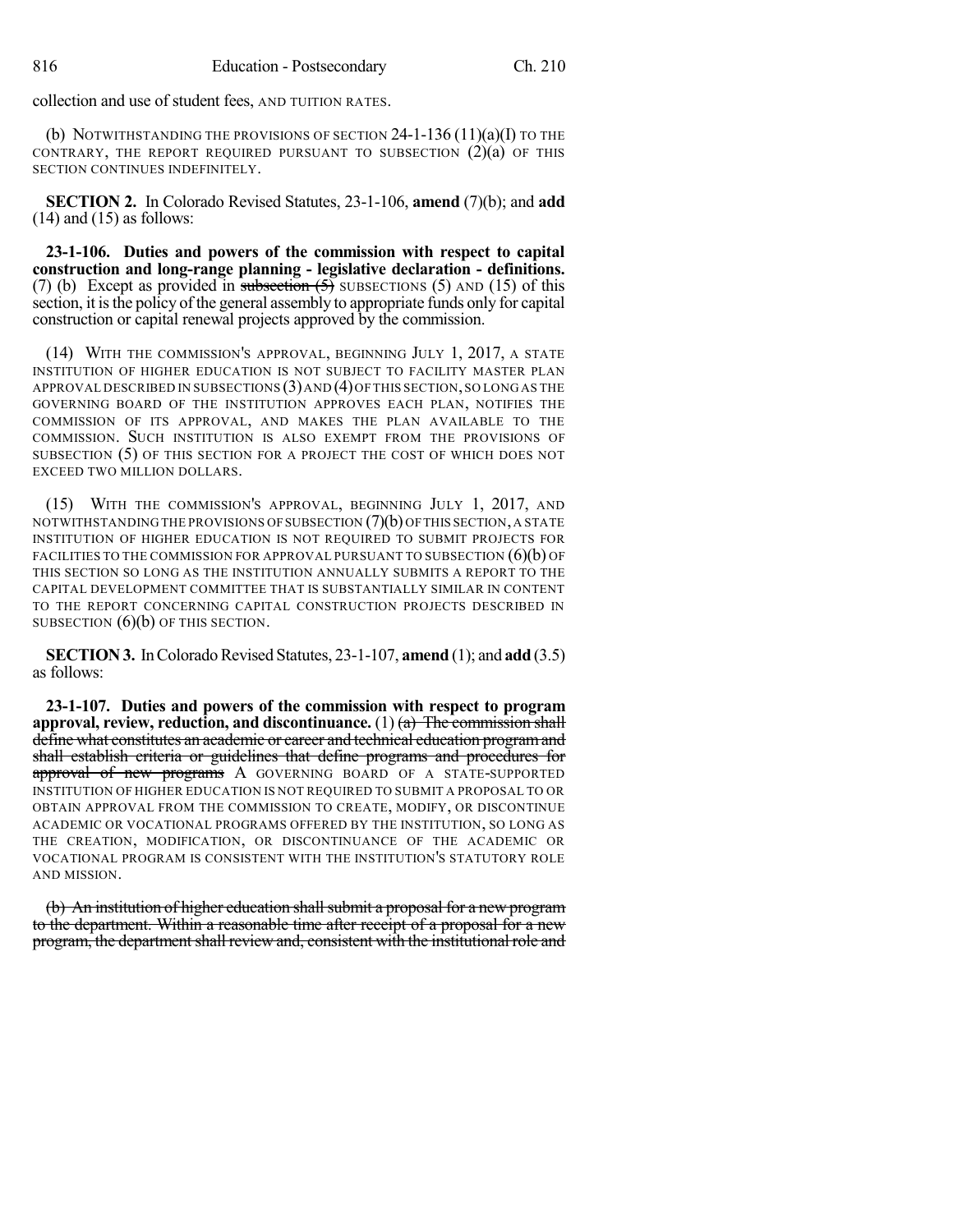collection and use of student fees, AND TUITION RATES.

(b) NOTWITHSTANDING THE PROVISIONS OF SECTION 24-1-136 (11)(a)(I) TO THE CONTRARY, THE REPORT REQUIRED PURSUANT TO SUBSECTION (2)(a) OF THIS SECTION CONTINUES INDEFINITELY.

**SECTION 2.** In Colorado Revised Statutes, 23-1-106, **amend** (7)(b); and **add** (14) and (15) as follows:

**23-1-106. Duties and powers of the commission with respect to capital construction and long-range planning - legislative declaration - definitions.** (7) (b) Except as provided in ~~subsection (5)~~ SUBSECTIONS (5) AND (15) of this section, it is the policy of the general assembly to appropriate funds only for capital construction or capital renewal projects approved by the commission.

(14) WITH THE COMMISSION'S APPROVAL, BEGINNING JULY 1, 2017, A STATE INSTITUTION OF HIGHER EDUCATION IS NOT SUBJECT TO FACILITY MASTER PLAN APPROVAL DESCRIBED IN SUBSECTIONS (3) AND (4) OF THIS SECTION, SO LONG AS THE GOVERNING BOARD OF THE INSTITUTION APPROVES EACH PLAN, NOTIFIES THE COMMISSION OF ITS APPROVAL, AND MAKES THE PLAN AVAILABLE TO THE COMMISSION. SUCH INSTITUTION IS ALSO EXEMPT FROM THE PROVISIONS OF SUBSECTION (5) OF THIS SECTION FOR A PROJECT THE COST OF WHICH DOES NOT EXCEED TWO MILLION DOLLARS.

(15) WITH THE COMMISSION'S APPROVAL, BEGINNING JULY 1, 2017, AND NOTWITHSTANDING THE PROVISIONS OF SUBSECTION (7)(b) OF THIS SECTION, A STATE INSTITUTION OF HIGHER EDUCATION IS NOT REQUIRED TO SUBMIT PROJECTS FOR FACILITIES TO THE COMMISSION FOR APPROVAL PURSUANT TO SUBSECTION (6)(b) OF THIS SECTION SO LONG AS THE INSTITUTION ANNUALLY SUBMITS A REPORT TO THE CAPITAL DEVELOPMENT COMMITTEE THAT IS SUBSTANTIALLY SIMILAR IN CONTENT TO THE REPORT CONCERNING CAPITAL CONSTRUCTION PROJECTS DESCRIBED IN SUBSECTION (6)(b) OF THIS SECTION.

**SECTION 3.** In Colorado Revised Statutes, 23-1-107, **amend** (1); and **add** (3.5) as follows:

**23-1-107. Duties and powers of the commission with respect to program approval, review, reduction, and discontinuance.** (1) ~~(a) The commission shall define what constitutes an academic or career and technical education program and shall establish criteria or guidelines that define programs and procedures for approval of new programs~~ A GOVERNING BOARD OF A STATE-SUPPORTED INSTITUTION OF HIGHER EDUCATION IS NOT REQUIRED TO SUBMIT A PROPOSAL TO OR OBTAIN APPROVAL FROM THE COMMISSION TO CREATE, MODIFY, OR DISCONTINUE ACADEMIC OR VOCATIONAL PROGRAMS OFFERED BY THE INSTITUTION, SO LONG AS THE CREATION, MODIFICATION, OR DISCONTINUANCE OF THE ACADEMIC OR VOCATIONAL PROGRAM IS CONSISTENT WITH THE INSTITUTION'S STATUTORY ROLE AND MISSION.

~~(b) An institution of higher education shall submit a proposal for a new program to the department. Within a reasonable time after receipt of a proposal for a new program, the department shall review and, consistent with the institutional role and~~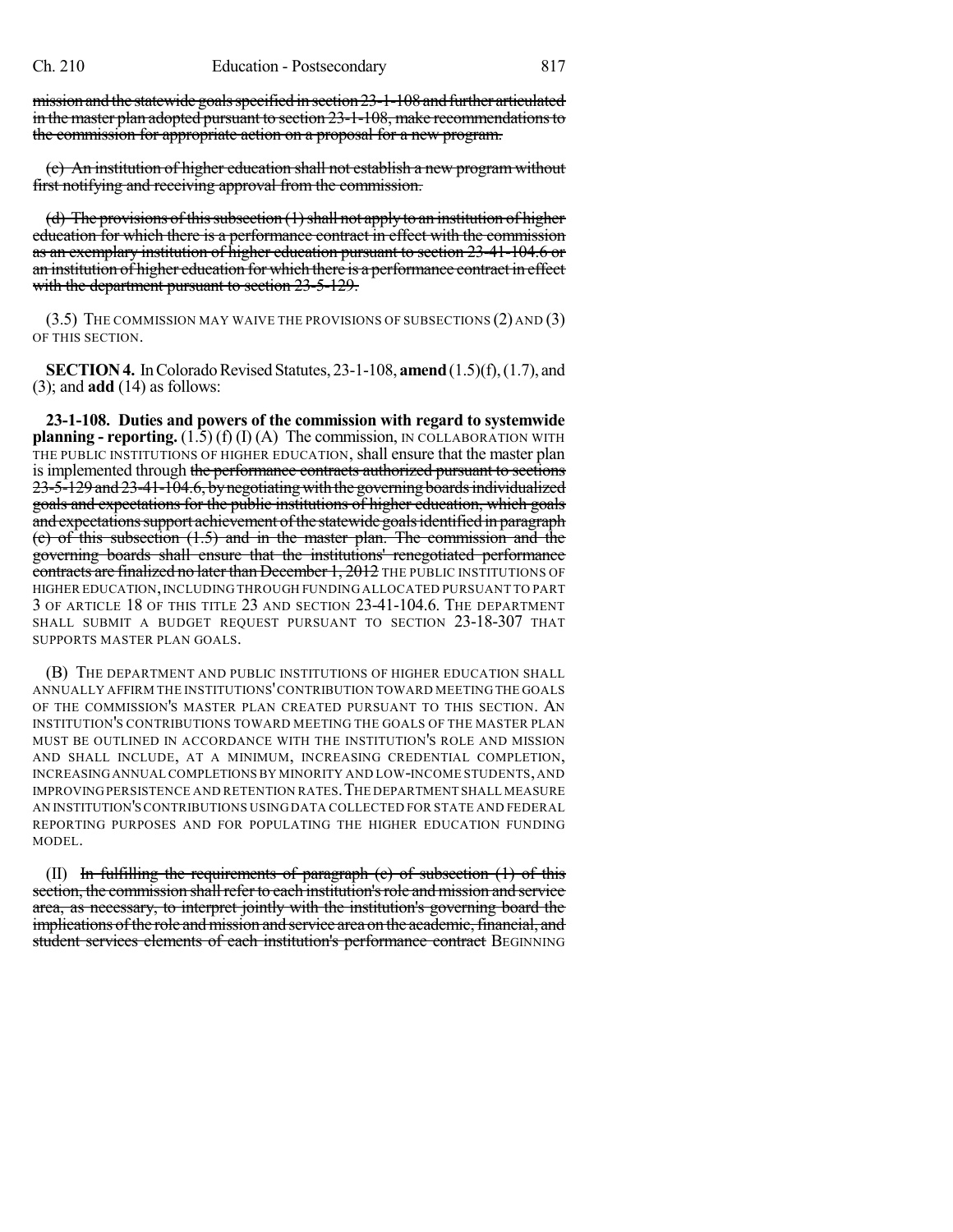mission and the statewide goals specified in section 23-1-108 and further articulated in the master plan adopted pursuant to section 23-1-108, make recommendations to the commission for appropriate action on a proposal for a new program.

(c) An institution of higher education shall not establish a new program without first notifying and receiving approval from the commission.

(d) The provisions of this subsection (1) shall not apply to an institution of higher education for which there is a performance contract in effect with the commission as an exemplary institution of higher education pursuant to section 23-41-104.6 or an institution of higher education for which there is a performance contract in effect with the department pursuant to section 23-5-129.

(3.5) THE COMMISSION MAY WAIVE THE PROVISIONS OF SUBSECTIONS (2) AND (3) OF THIS SECTION.

**SECTION 4.** In Colorado Revised Statutes, 23-1-108, **amend** (1.5)(f), (1.7), and (3); and **add** (14) as follows:

**23-1-108. Duties and powers of the commission with regard to systemwide planning - reporting.** (1.5) (f) (I) (A) The commission, IN COLLABORATION WITH THE PUBLIC INSTITUTIONS OF HIGHER EDUCATION, shall ensure that the master plan is implemented through the performance contracts authorized pursuant to sections 23-5-129 and 23-41-104.6, by negotiating with the governing boards individualized goals and expectations for the public institutions of higher education, which goals and expectations support achievement of the statewide goals identified in paragraph (c) of this subsection (1.5) and in the master plan. The commission and the governing boards shall ensure that the institutions' renegotiated performance contracts are finalized no later than December 1, 2012 THE PUBLIC INSTITUTIONS OF HIGHER EDUCATION, INCLUDING THROUGH FUNDING ALLOCATED PURSUANT TO PART 3 OF ARTICLE 18 OF THIS TITLE 23 AND SECTION 23-41-104.6. THE DEPARTMENT SHALL SUBMIT A BUDGET REQUEST PURSUANT TO SECTION 23-18-307 THAT SUPPORTS MASTER PLAN GOALS.

(B) THE DEPARTMENT AND PUBLIC INSTITUTIONS OF HIGHER EDUCATION SHALL ANNUALLY AFFIRM THE INSTITUTIONS' CONTRIBUTION TOWARD MEETING THE GOALS OF THE COMMISSION'S MASTER PLAN CREATED PURSUANT TO THIS SECTION. AN INSTITUTION'S CONTRIBUTIONS TOWARD MEETING THE GOALS OF THE MASTER PLAN MUST BE OUTLINED IN ACCORDANCE WITH THE INSTITUTION'S ROLE AND MISSION AND SHALL INCLUDE, AT A MINIMUM, INCREASING CREDENTIAL COMPLETION, INCREASING ANNUAL COMPLETIONS BY MINORITY AND LOW-INCOME STUDENTS, AND IMPROVING PERSISTENCE AND RETENTION RATES. THE DEPARTMENT SHALL MEASURE AN INSTITUTION'S CONTRIBUTIONS USING DATA COLLECTED FOR STATE AND FEDERAL REPORTING PURPOSES AND FOR POPULATING THE HIGHER EDUCATION FUNDING MODEL.

(II) In fulfilling the requirements of paragraph (c) of subsection (1) of this section, the commission shall refer to each institution's role and mission and service area, as necessary, to interpret jointly with the institution's governing board the implications of the role and mission and service area on the academic, financial, and student services elements of each institution's performance contract BEGINNING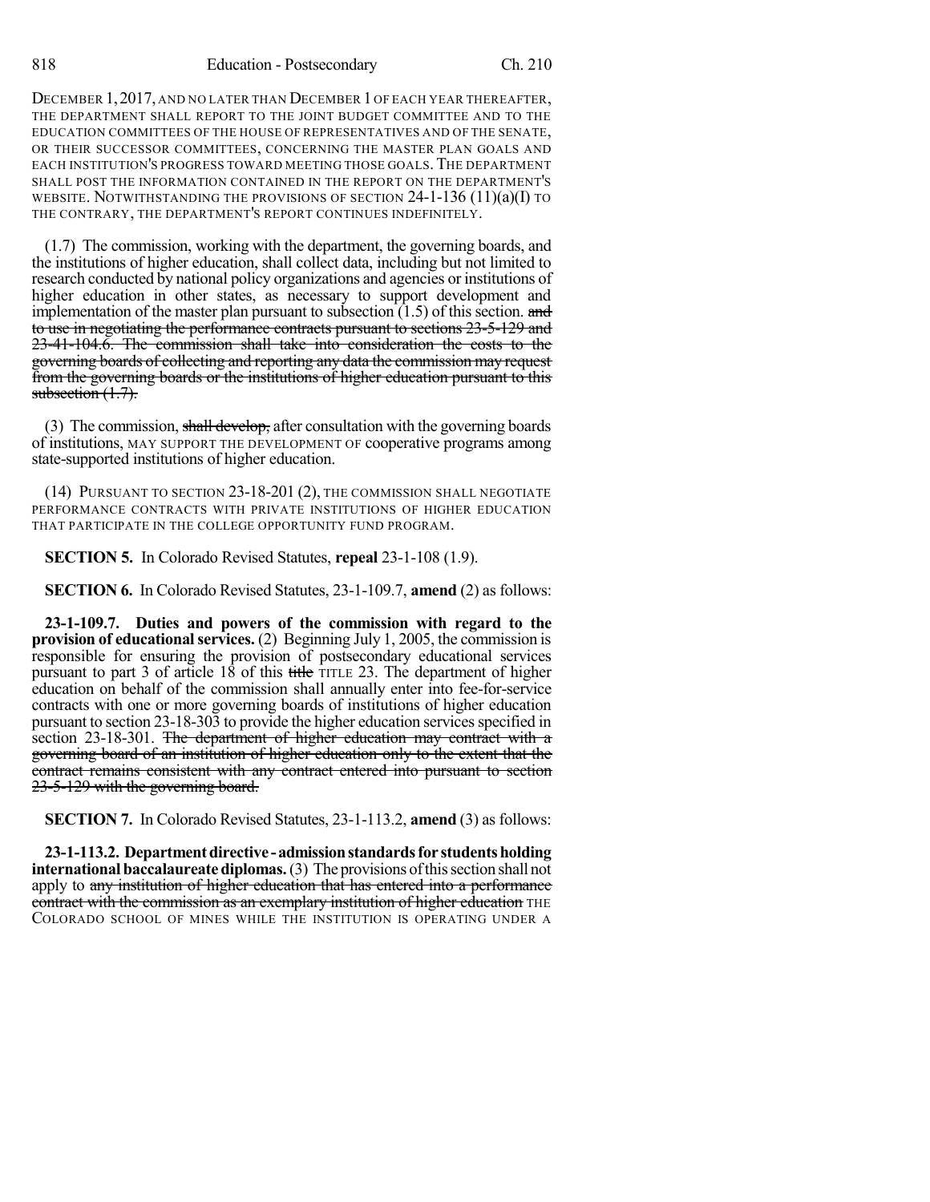DECEMBER 1, 2017, AND NO LATER THAN DECEMBER 1 OF EACH YEAR THEREAFTER, THE DEPARTMENT SHALL REPORT TO THE JOINT BUDGET COMMITTEE AND TO THE EDUCATION COMMITTEES OF THE HOUSE OF REPRESENTATIVES AND OF THE SENATE, OR THEIR SUCCESSOR COMMITTEES, CONCERNING THE MASTER PLAN GOALS AND EACH INSTITUTION'S PROGRESS TOWARD MEETING THOSE GOALS. THE DEPARTMENT SHALL POST THE INFORMATION CONTAINED IN THE REPORT ON THE DEPARTMENT'S WEBSITE. NOTWITHSTANDING THE PROVISIONS OF SECTION 24-1-136 (11)(a)(I) TO THE CONTRARY, THE DEPARTMENT'S REPORT CONTINUES INDEFINITELY.

(1.7) The commission, working with the department, the governing boards, and the institutions of higher education, shall collect data, including but not limited to research conducted by national policy organizations and agencies or institutions of higher education in other states, as necessary to support development and implementation of the master plan pursuant to subsection (1.5) of this section. ~~and to use in negotiating the performance contracts pursuant to sections 23-5-129 and 23-41-104.6. The commission shall take into consideration the costs to the governing boards of collecting and reporting any data the commission may request from the governing boards or the institutions of higher education pursuant to this subsection (1.7).~~

(3) The commission, ~~shall develop,~~ after consultation with the governing boards of institutions, MAY SUPPORT THE DEVELOPMENT OF cooperative programs among state-supported institutions of higher education.

(14) PURSUANT TO SECTION 23-18-201 (2), THE COMMISSION SHALL NEGOTIATE PERFORMANCE CONTRACTS WITH PRIVATE INSTITUTIONS OF HIGHER EDUCATION THAT PARTICIPATE IN THE COLLEGE OPPORTUNITY FUND PROGRAM.

**SECTION 5.** In Colorado Revised Statutes, **repeal** 23-1-108 (1.9).

**SECTION 6.** In Colorado Revised Statutes, 23-1-109.7, **amend** (2) as follows:

**23-1-109.7. Duties and powers of the commission with regard to the provision of educational services.** (2) Beginning July 1, 2005, the commission is responsible for ensuring the provision of postsecondary educational services pursuant to part 3 of article 18 of this ~~title~~ TITLE 23. The department of higher education on behalf of the commission shall annually enter into fee-for-service contracts with one or more governing boards of institutions of higher education pursuant to section 23-18-303 to provide the higher education services specified in section 23-18-301. ~~The department of higher education may contract with a governing board of an institution of higher education only to the extent that the contract remains consistent with any contract entered into pursuant to section 23-5-129 with the governing board.~~

**SECTION 7.** In Colorado Revised Statutes, 23-1-113.2, **amend** (3) as follows:

**23-1-113.2. Department directive - admission standards for students holding international baccalaureate diplomas.** (3) The provisions of this section shall not apply to ~~any institution of higher education that has entered into a performance contract with the commission as an exemplary institution of higher education~~ THE COLORADO SCHOOL OF MINES WHILE THE INSTITUTION IS OPERATING UNDER A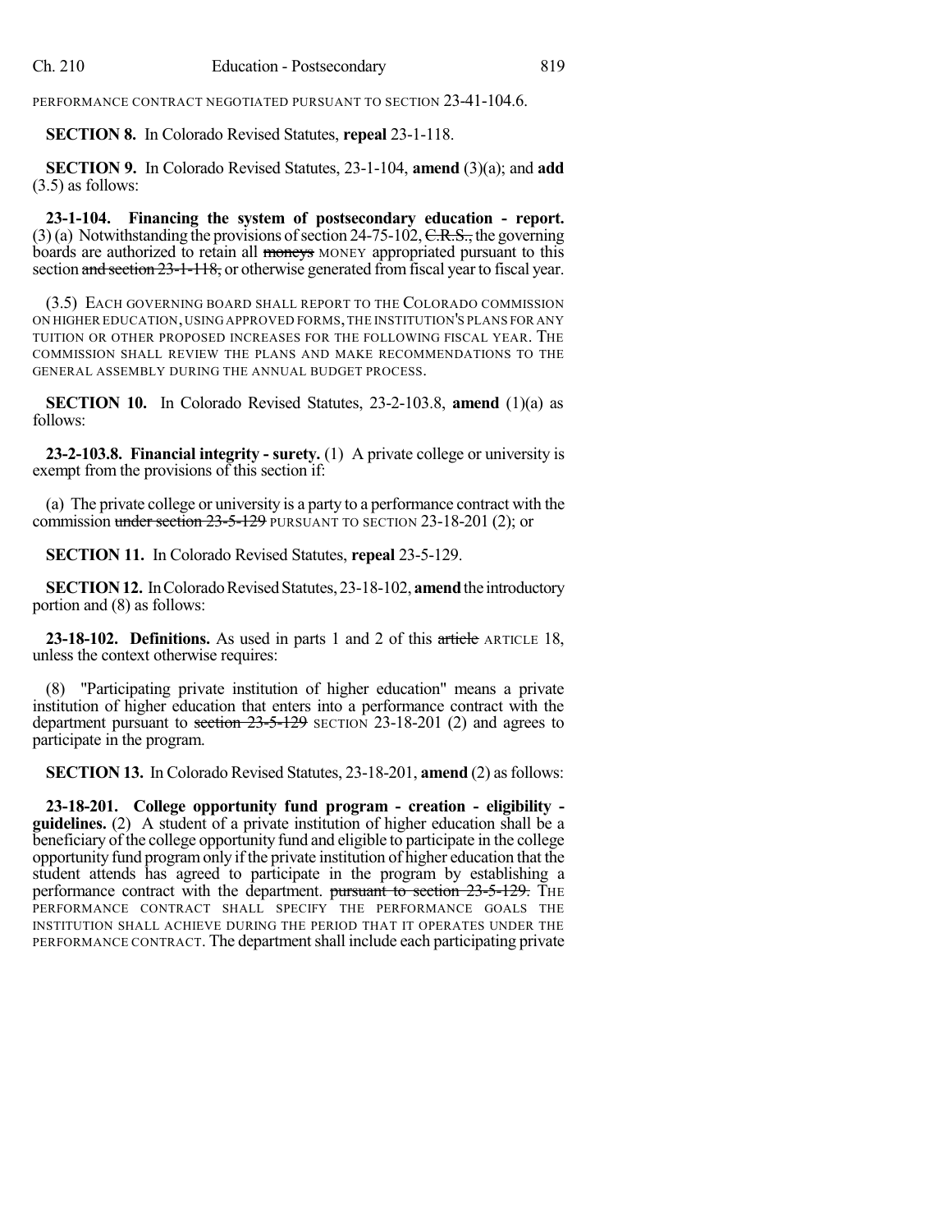PERFORMANCE CONTRACT NEGOTIATED PURSUANT TO SECTION 23-41-104.6.

**SECTION 8.** In Colorado Revised Statutes, **repeal** 23-1-118.

**SECTION 9.** In Colorado Revised Statutes, 23-1-104, **amend** (3)(a); and **add** (3.5) as follows:

**23-1-104. Financing the system of postsecondary education - report.** (3) (a) Notwithstanding the provisions of section 24-75-102, ~~C.R.S.,~~ the governing boards are authorized to retain all ~~moneys~~ MONEY appropriated pursuant to this section ~~and section 23-1-118,~~ or otherwise generated from fiscal year to fiscal year.

(3.5) EACH GOVERNING BOARD SHALL REPORT TO THE COLORADO COMMISSION ON HIGHER EDUCATION, USING APPROVED FORMS, THE INSTITUTION'S PLANS FOR ANY TUITION OR OTHER PROPOSED INCREASES FOR THE FOLLOWING FISCAL YEAR. THE COMMISSION SHALL REVIEW THE PLANS AND MAKE RECOMMENDATIONS TO THE GENERAL ASSEMBLY DURING THE ANNUAL BUDGET PROCESS.

**SECTION 10.** In Colorado Revised Statutes, 23-2-103.8, **amend** (1)(a) as follows:

**23-2-103.8. Financial integrity - surety.** (1) A private college or university is exempt from the provisions of this section if:

(a) The private college or university is a party to a performance contract with the commission ~~under section 23-5-129~~ PURSUANT TO SECTION 23-18-201 (2); or

**SECTION 11.** In Colorado Revised Statutes, **repeal** 23-5-129.

**SECTION 12.** In Colorado Revised Statutes, 23-18-102, **amend** the introductory portion and (8) as follows:

**23-18-102. Definitions.** As used in parts 1 and 2 of this ~~article~~ ARTICLE 18, unless the context otherwise requires:

(8) "Participating private institution of higher education" means a private institution of higher education that enters into a performance contract with the department pursuant to ~~section 23-5-129~~ SECTION 23-18-201 (2) and agrees to participate in the program.

**SECTION 13.** In Colorado Revised Statutes, 23-18-201, **amend** (2) as follows:

**23-18-201. College opportunity fund program - creation - eligibility - guidelines.** (2) A student of a private institution of higher education shall be a beneficiary of the college opportunity fund and eligible to participate in the college opportunity fund program only if the private institution of higher education that the student attends has agreed to participate in the program by establishing a performance contract with the department. ~~pursuant to section 23-5-129.~~ THE PERFORMANCE CONTRACT SHALL SPECIFY THE PERFORMANCE GOALS THE INSTITUTION SHALL ACHIEVE DURING THE PERIOD THAT IT OPERATES UNDER THE PERFORMANCE CONTRACT. The department shall include each participating private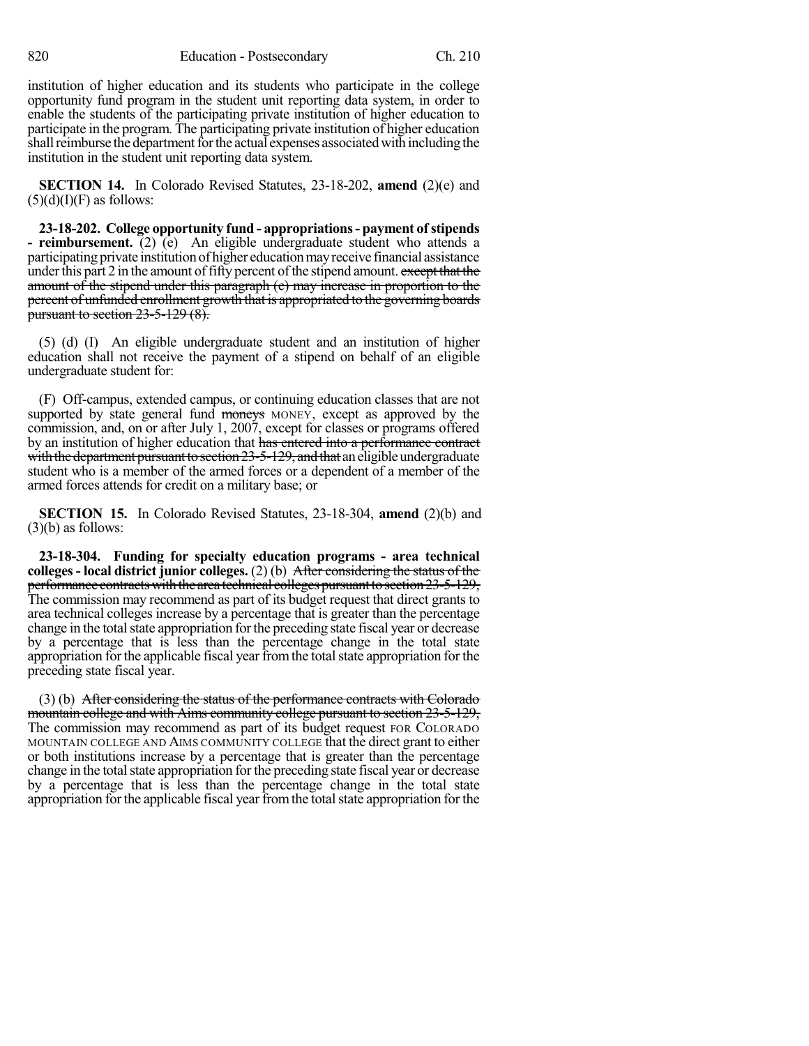institution of higher education and its students who participate in the college opportunity fund program in the student unit reporting data system, in order to enable the students of the participating private institution of higher education to participate in the program. The participating private institution of higher education shall reimburse the department for the actual expenses associated with including the institution in the student unit reporting data system.

**SECTION 14.** In Colorado Revised Statutes, 23-18-202, **amend** (2)(e) and (5)(d)(I)(F) as follows:

**23-18-202. College opportunity fund - appropriations - payment of stipends - reimbursement.** (2) (e) An eligible undergraduate student who attends a participating private institution of higher education may receive financial assistance under this part 2 in the amount of fifty percent of the stipend amount. ~~except that the amount of the stipend under this paragraph (e) may increase in proportion to the percent of unfunded enrollment growth that is appropriated to the governing boards pursuant to section 23-5-129 (8).~~

(5) (d) (I) An eligible undergraduate student and an institution of higher education shall not receive the payment of a stipend on behalf of an eligible undergraduate student for:

(F) Off-campus, extended campus, or continuing education classes that are not supported by state general fund ~~moneys~~ MONEY, except as approved by the commission, and, on or after July 1, 2007, except for classes or programs offered by an institution of higher education that ~~has entered into a performance contract with the department pursuant to section 23-5-129, and that~~ an eligible undergraduate student who is a member of the armed forces or a dependent of a member of the armed forces attends for credit on a military base; or

**SECTION 15.** In Colorado Revised Statutes, 23-18-304, **amend** (2)(b) and (3)(b) as follows:

**23-18-304. Funding for specialty education programs - area technical colleges - local district junior colleges.** (2) (b) ~~After considering the status of the performance contracts with the area technical colleges pursuant to section 23-5-129,~~ The commission may recommend as part of its budget request that direct grants to area technical colleges increase by a percentage that is greater than the percentage change in the total state appropriation for the preceding state fiscal year or decrease by a percentage that is less than the percentage change in the total state appropriation for the applicable fiscal year from the total state appropriation for the preceding state fiscal year.

(3) (b) ~~After considering the status of the performance contracts with Colorado mountain college and with Aims community college pursuant to section 23-5-129,~~ The commission may recommend as part of its budget request FOR COLORADO MOUNTAIN COLLEGE AND AIMS COMMUNITY COLLEGE that the direct grant to either or both institutions increase by a percentage that is greater than the percentage change in the total state appropriation for the preceding state fiscal year or decrease by a percentage that is less than the percentage change in the total state appropriation for the applicable fiscal year from the total state appropriation for the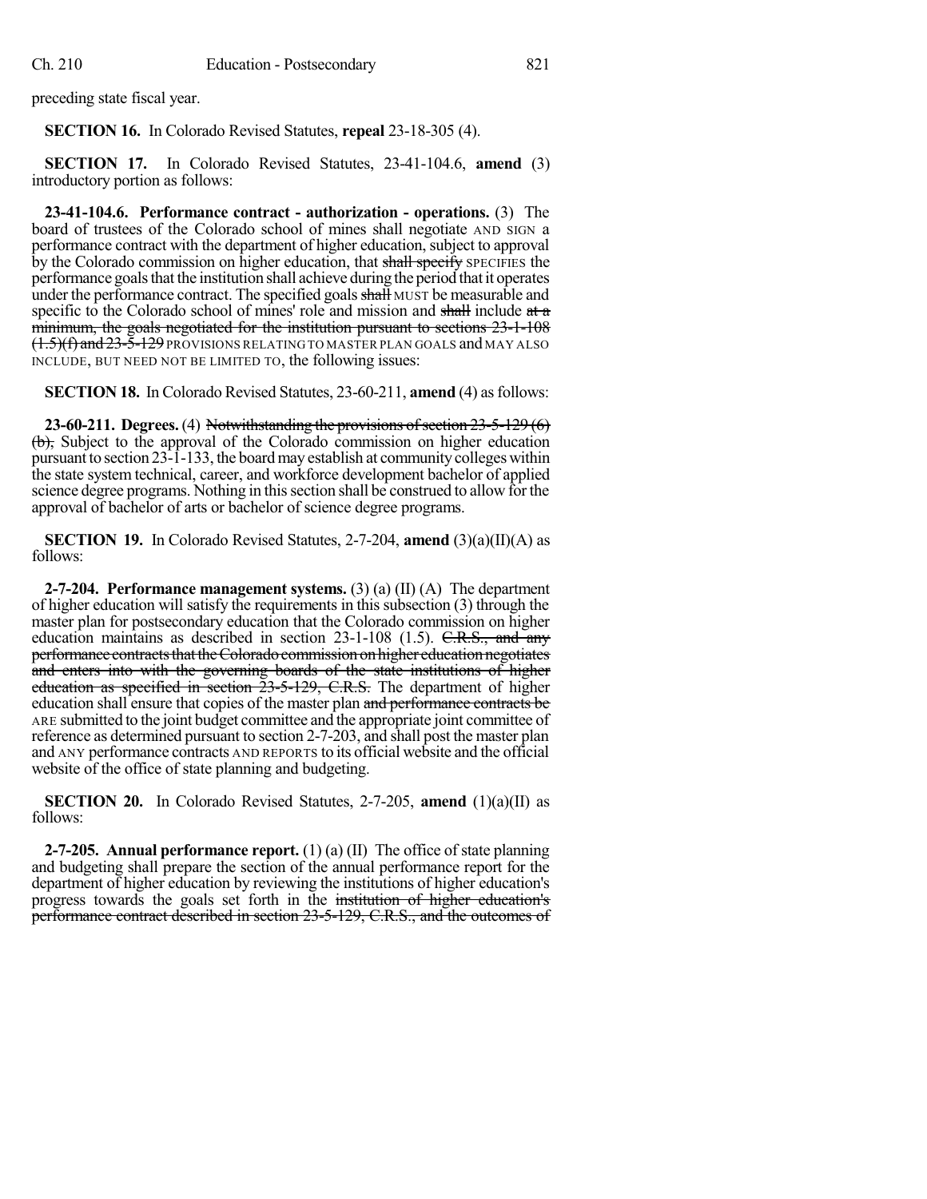preceding state fiscal year.

**SECTION 16.** In Colorado Revised Statutes, **repeal** 23-18-305 (4).

**SECTION 17.** In Colorado Revised Statutes, 23-41-104.6, **amend** (3) introductory portion as follows:

**23-41-104.6. Performance contract - authorization - operations.** (3) The board of trustees of the Colorado school of mines shall negotiate AND SIGN a performance contract with the department of higher education, subject to approval by the Colorado commission on higher education, that ~~shall specify~~ SPECIFIES the performance goals that the institution shall achieve during the period that it operates under the performance contract. The specified goals ~~shall~~ MUST be measurable and specific to the Colorado school of mines' role and mission and ~~shall~~ include ~~at a minimum, the goals negotiated for the institution pursuant to sections 23-1-108 (1.5)(f) and 23-5-129~~ PROVISIONS RELATING TO MASTER PLAN GOALS and MAY ALSO INCLUDE, BUT NEED NOT BE LIMITED TO, the following issues:

**SECTION 18.** In Colorado Revised Statutes, 23-60-211, **amend** (4) as follows:

**23-60-211. Degrees.** (4) ~~Notwithstanding the provisions of section 23-5-129 (6)(b),~~ Subject to the approval of the Colorado commission on higher education pursuant to section 23-1-133, the board may establish at community colleges within the state system technical, career, and workforce development bachelor of applied science degree programs. Nothing in this section shall be construed to allow for the approval of bachelor of arts or bachelor of science degree programs.

**SECTION 19.** In Colorado Revised Statutes, 2-7-204, **amend** (3)(a)(II)(A) as follows:

**2-7-204. Performance management systems.** (3) (a) (II) (A) The department of higher education will satisfy the requirements in this subsection (3) through the master plan for postsecondary education that the Colorado commission on higher education maintains as described in section 23-1-108 (1.5). ~~C.R.S., and any performance contracts that the Colorado commission on higher education negotiates and enters into with the governing boards of the state institutions of higher education as specified in section 23-5-129, C.R.S.~~ The department of higher education shall ensure that copies of the master plan ~~and performance contracts be~~ ARE submitted to the joint budget committee and the appropriate joint committee of reference as determined pursuant to section 2-7-203, and shall post the master plan and ANY performance contracts AND REPORTS to its official website and the official website of the office of state planning and budgeting.

**SECTION 20.** In Colorado Revised Statutes, 2-7-205, **amend** (1)(a)(II) as follows:

**2-7-205. Annual performance report.** (1) (a) (II) The office of state planning and budgeting shall prepare the section of the annual performance report for the department of higher education by reviewing the institutions of higher education's progress towards the goals set forth in the ~~institution of higher education's performance contract described in section 23-5-129, C.R.S., and the outcomes of~~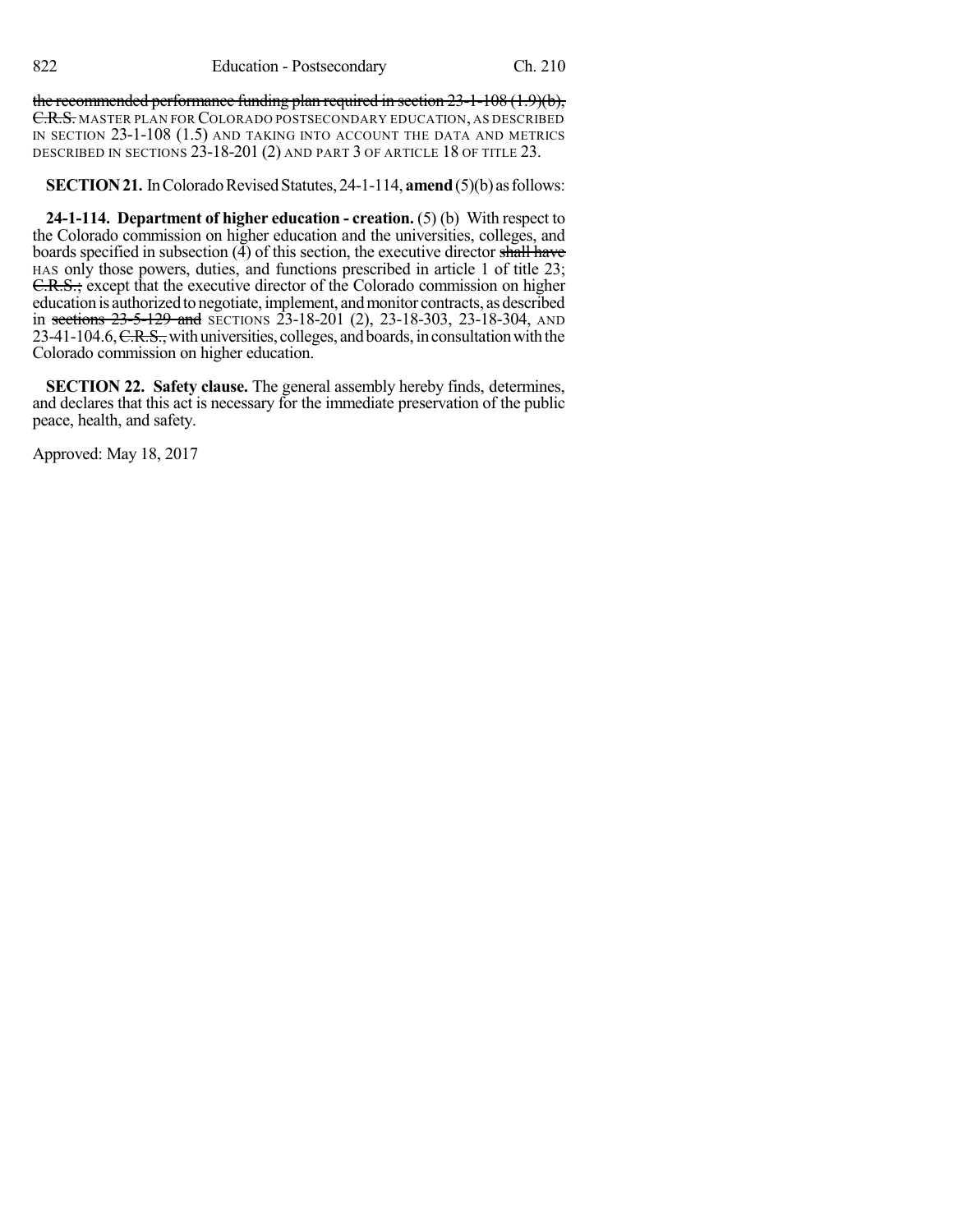~~the recommended performance funding plan required in section 23-1-108 (1.9)(b), C.R.S.~~ MASTER PLAN FOR COLORADO POSTSECONDARY EDUCATION, AS DESCRIBED IN SECTION 23-1-108 (1.5) AND TAKING INTO ACCOUNT THE DATA AND METRICS DESCRIBED IN SECTIONS 23-18-201 (2) AND PART 3 OF ARTICLE 18 OF TITLE 23.

**SECTION 21.** In Colorado Revised Statutes, 24-1-114, **amend** (5)(b) as follows:

**24-1-114. Department of higher education - creation.** (5) (b) With respect to the Colorado commission on higher education and the universities, colleges, and boards specified in subsection (4) of this section, the executive director ~~shall have~~ HAS only those powers, duties, and functions prescribed in article 1 of title 23; ~~C.R.S.;~~ except that the executive director of the Colorado commission on higher education is authorized to negotiate, implement, and monitor contracts, as described in ~~sections 23-5-129 and~~ SECTIONS 23-18-201 (2), 23-18-303, 23-18-304, AND 23-41-104.6, ~~C.R.S.,~~ with universities, colleges, and boards, in consultation with the Colorado commission on higher education.

**SECTION 22. Safety clause.** The general assembly hereby finds, determines, and declares that this act is necessary for the immediate preservation of the public peace, health, and safety.

Approved: May 18, 2017